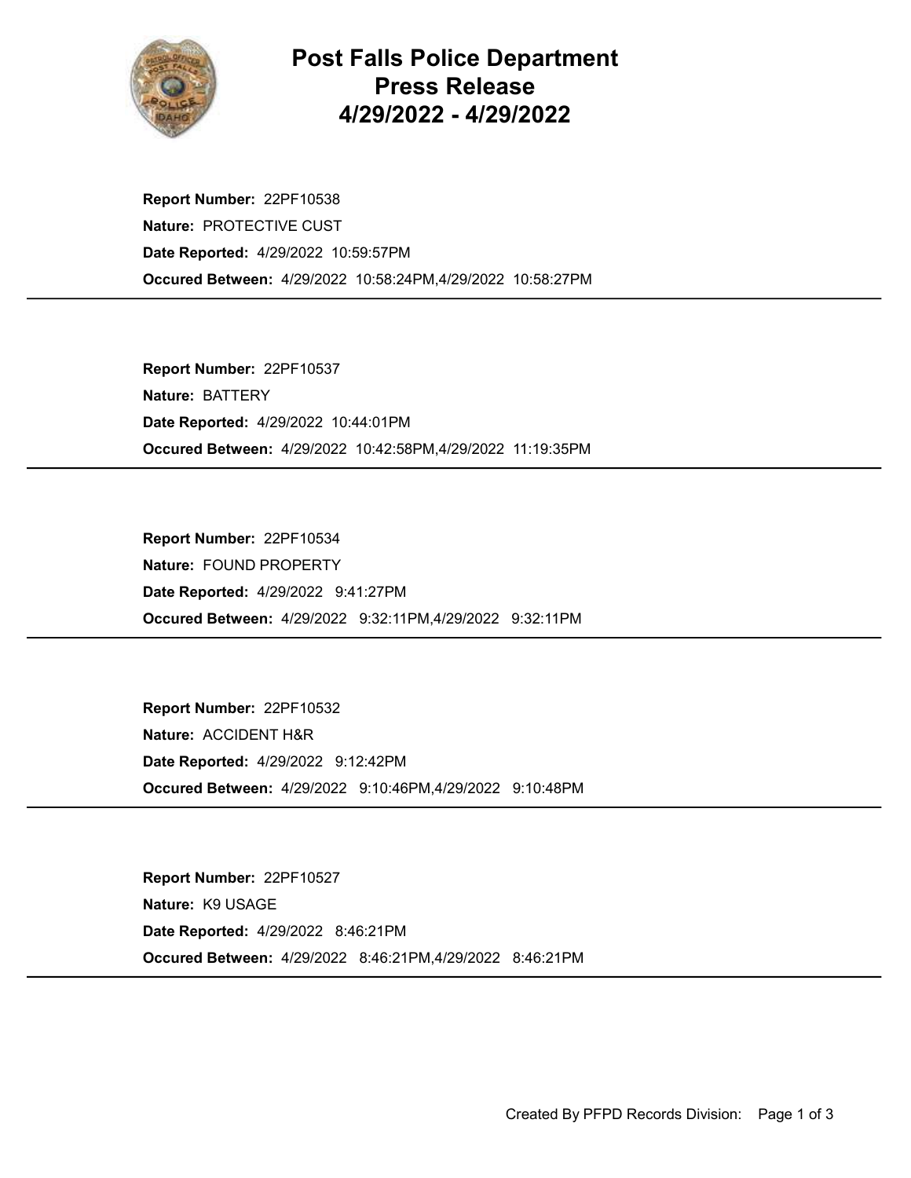# Post Falls Police Department Press Release 4/29/2022 - 4/29/2022

**Report Number:** 22PF10538
**Nature:** PROTECTIVE CUST
**Date Reported:** 4/29/2022 10:59:57PM
**Occured Between:** 4/29/2022 10:58:24PM,4/29/2022 10:58:27PM

---

**Report Number:** 22PF10537
**Nature:** BATTERY
**Date Reported:** 4/29/2022 10:44:01PM
**Occured Between:** 4/29/2022 10:42:58PM,4/29/2022 11:19:35PM

---

**Report Number:** 22PF10534
**Nature:** FOUND PROPERTY
**Date Reported:** 4/29/2022 9:41:27PM
**Occured Between:** 4/29/2022 9:32:11PM,4/29/2022 9:32:11PM

---

**Report Number:** 22PF10532
**Nature:** ACCIDENT H&R
**Date Reported:** 4/29/2022 9:12:42PM
**Occured Between:** 4/29/2022 9:10:46PM,4/29/2022 9:10:48PM

---

**Report Number:** 22PF10527
**Nature:** K9 USAGE
**Date Reported:** 4/29/2022 8:46:21PM
**Occured Between:** 4/29/2022 8:46:21PM,4/29/2022 8:46:21PM

---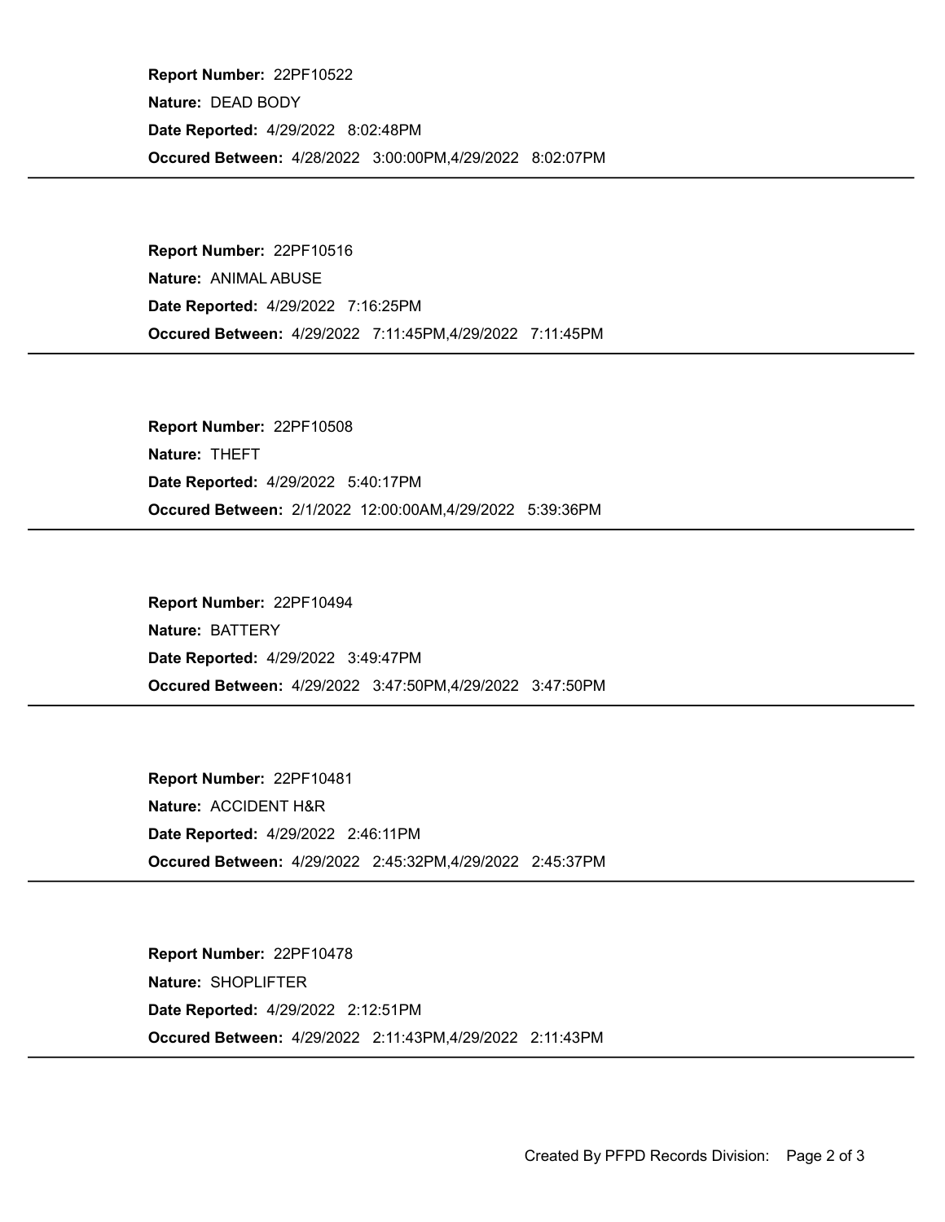**Report Number:** 22PF10522

**Nature:** DEAD BODY

**Date Reported:** 4/29/2022 8:02:48PM

**Occured Between:** 4/28/2022 3:00:00PM,4/29/2022 8:02:07PM

---

**Report Number:** 22PF10516

**Nature:** ANIMAL ABUSE

**Date Reported:** 4/29/2022 7:16:25PM

**Occured Between:** 4/29/2022 7:11:45PM,4/29/2022 7:11:45PM

---

**Report Number:** 22PF10508

**Nature:** THEFT

**Date Reported:** 4/29/2022 5:40:17PM

**Occured Between:** 2/1/2022 12:00:00AM,4/29/2022 5:39:36PM

---

**Report Number:** 22PF10494

**Nature:** BATTERY

**Date Reported:** 4/29/2022 3:49:47PM

**Occured Between:** 4/29/2022 3:47:50PM,4/29/2022 3:47:50PM

---

**Report Number:** 22PF10481

**Nature:** ACCIDENT H&R

**Date Reported:** 4/29/2022 2:46:11PM

**Occured Between:** 4/29/2022 2:45:32PM,4/29/2022 2:45:37PM

---

**Report Number:** 22PF10478

**Nature:** SHOPLIFTER

**Date Reported:** 4/29/2022 2:12:51PM

**Occured Between:** 4/29/2022 2:11:43PM,4/29/2022 2:11:43PM

---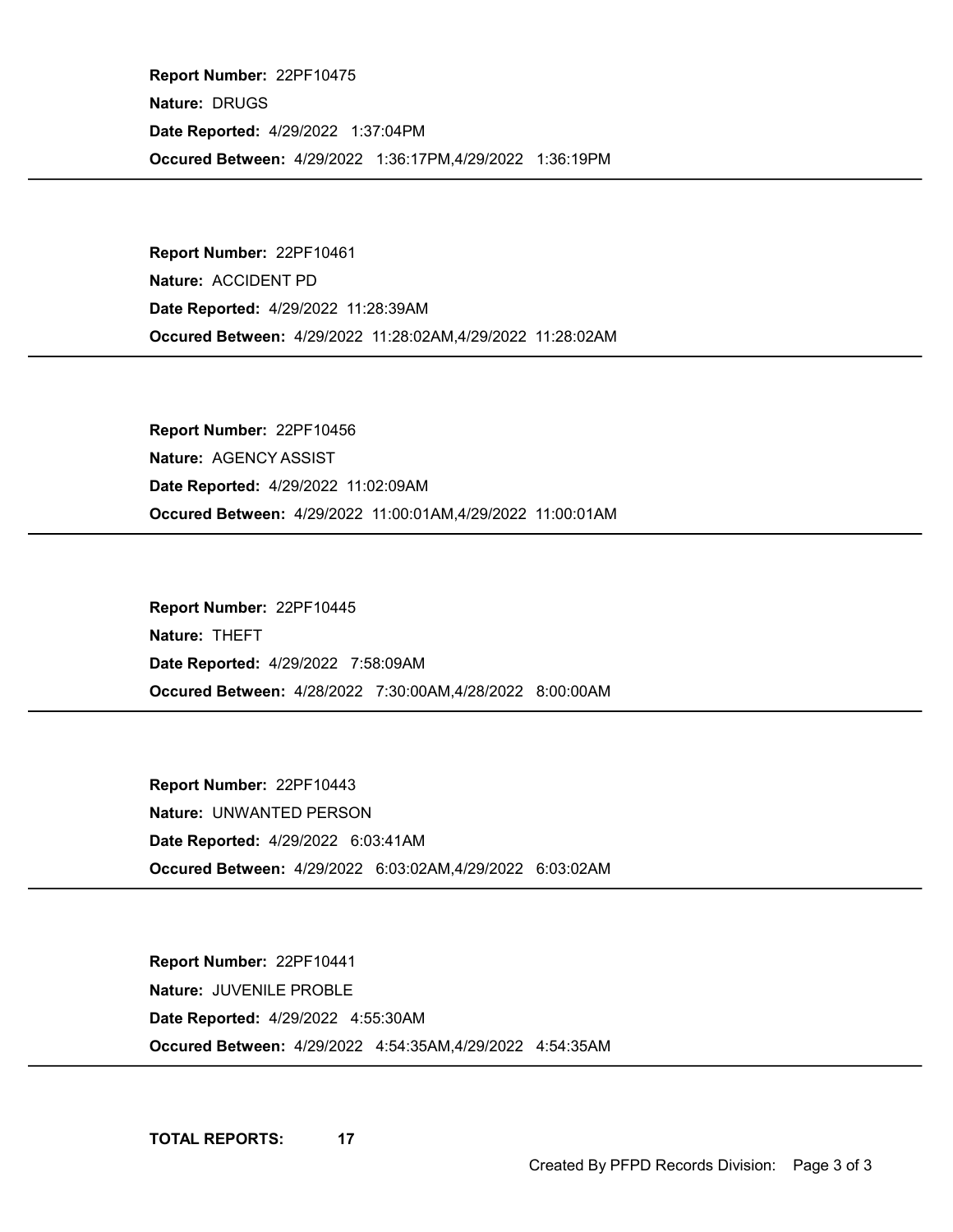**Report Number:** 22PF10475

**Nature:** DRUGS

**Date Reported:** 4/29/2022 1:37:04PM

**Occured Between:** 4/29/2022 1:36:17PM,4/29/2022 1:36:19PM

---

**Report Number:** 22PF10461

**Nature:** ACCIDENT PD

**Date Reported:** 4/29/2022 11:28:39AM

**Occured Between:** 4/29/2022 11:28:02AM,4/29/2022 11:28:02AM

---

**Report Number:** 22PF10456

**Nature:** AGENCY ASSIST

**Date Reported:** 4/29/2022 11:02:09AM

**Occured Between:** 4/29/2022 11:00:01AM,4/29/2022 11:00:01AM

---

**Report Number:** 22PF10445

**Nature:** THEFT

**Date Reported:** 4/29/2022 7:58:09AM

**Occured Between:** 4/28/2022 7:30:00AM,4/28/2022 8:00:00AM

---

**Report Number:** 22PF10443

**Nature:** UNWANTED PERSON

**Date Reported:** 4/29/2022 6:03:41AM

**Occured Between:** 4/29/2022 6:03:02AM,4/29/2022 6:03:02AM

---

**Report Number:** 22PF10441

**Nature:** JUVENILE PROBLE

**Date Reported:** 4/29/2022 4:55:30AM

**Occured Between:** 4/29/2022 4:54:35AM,4/29/2022 4:54:35AM

---

**TOTAL REPORTS:** **17**

Created By PFPD Records Division: